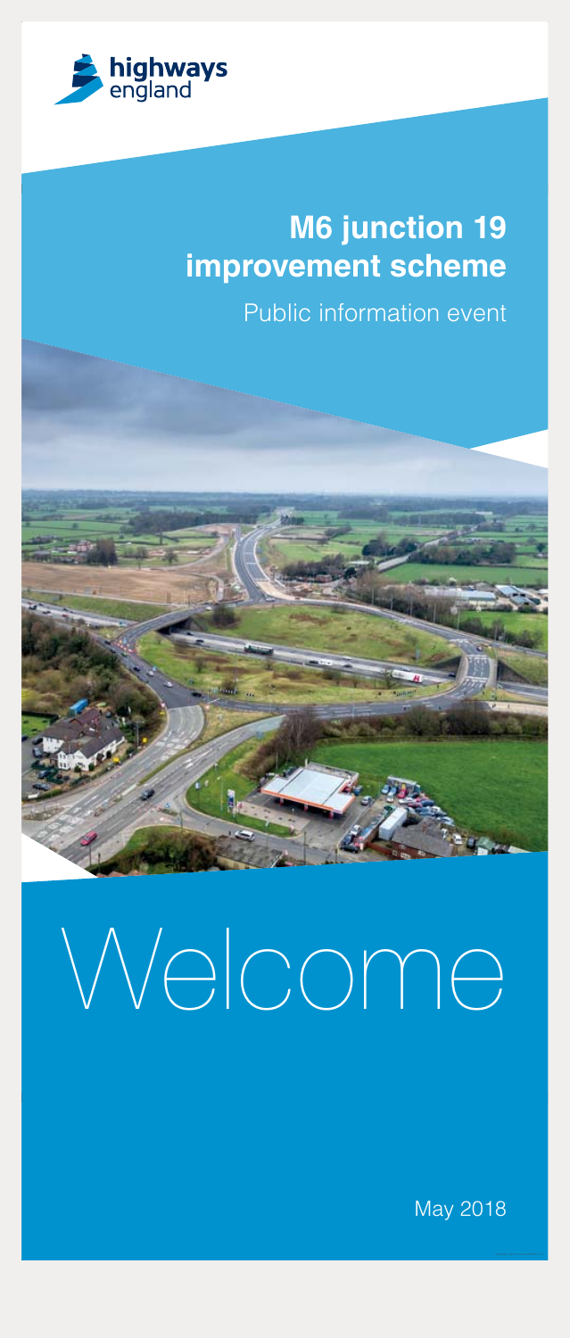highways england

# M6 junction 19 improvement scheme

Public information event

# Welcome

May 2018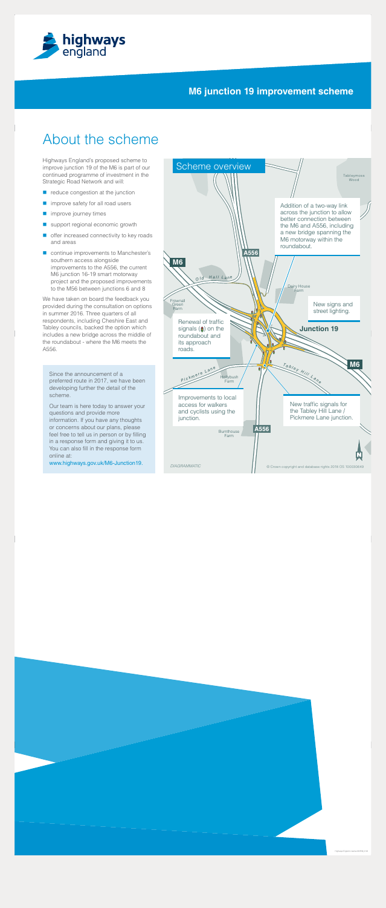**M6 junction 19 improvement scheme**

# About the scheme

Highways England's proposed scheme to improve junction 19 of the M6 is part of our continued programme of investment in the Strategic Road Network and will:

- reduce congestion at the junction
- improve safety for all road users
- improve journey times
- support regional economic growth
- offer increased connectivity to key roads and areas
- continue improvements to Manchester's southern access alongside improvements to the A556, the current M6 junction 16-19 smart motorway project and the proposed improvements to the M56 between junctions 6 and 8

We have taken on board the feedback you provided during the consultation on options in summer 2016. Three quarters of all respondents, including Cheshire East and Tabley councils, backed the option which includes a new bridge across the middle of the roundabout - where the M6 meets the A556.

Since the announcement of a preferred route in 2017, we have been developing further the detail of the scheme.

Our team is here today to answer your questions and provide more information. If you have any thoughts or concerns about our plans, please feel free to tell us in person or by filling in a response form and giving it to us. You can also fill in the response form online at:
www.highways.gov.uk/M6-Junction19.

## Scheme overview

- Addition of a two-way link across the junction to allow better connection between the M6 and A556, including a new bridge spanning the M6 motorway within the roundabout.
- New signs and street lighting.
- Renewal of traffic signals on the roundabout and its approach roads.
- Improvements to local access for walkers and cyclists using the junction.
- New traffic signals for the Tabley Hill Lane / Pickmere Lane junction.

DIAGRAMMATIC

© Crown copyright and database rights 2018 OS 100030649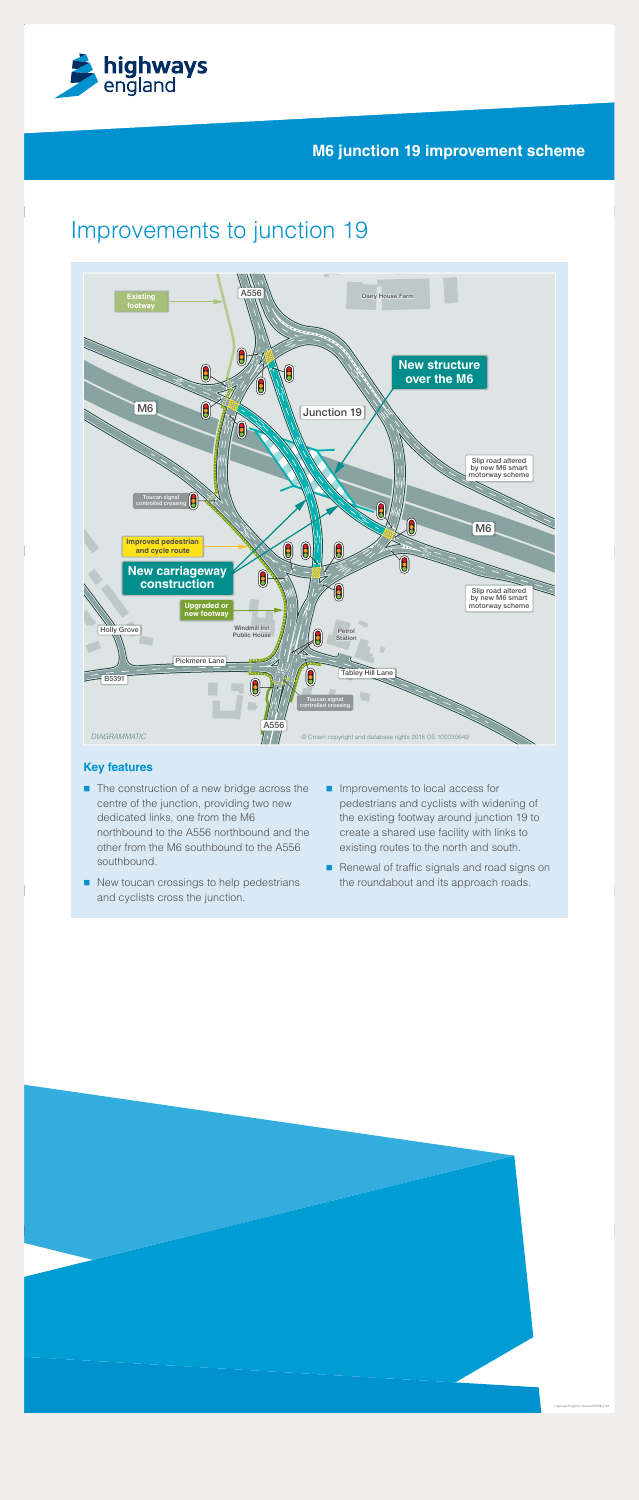**M6 junction 19 improvement scheme**

# Improvements to junction 19

Existing footway

A556

Dairy House Farm

New structure over the M6

M6

Junction 19

Slip road altered by new M6 smart motorway scheme

Toucan signal controlled crossing

M6

Improved pedestrian and cycle route

New carriageway construction

Slip road altered by new M6 smart motorway scheme

Upgraded or new footway

Holly Grove

Windmill Inn Public House

Petrol Station

Pickmere Lane

Tabley Hill Lane

B5391

Toucan signal controlled crossing

A556

*DIAGRAMMATIC*

© Crown copyright and database rights 2018 OS 100030649

### Key features

- The construction of a new bridge across the centre of the junction, providing two new dedicated links, one from the M6 northbound to the A556 northbound and the other from the M6 southbound to the A556 southbound.
- New toucan crossings to help pedestrians and cyclists cross the junction.
- Improvements to local access for pedestrians and cyclists with widening of the existing footway around junction 19 to create a shared use facility with links to existing routes to the north and south.
- Renewal of traffic signals and road signs on the roundabout and its approach roads.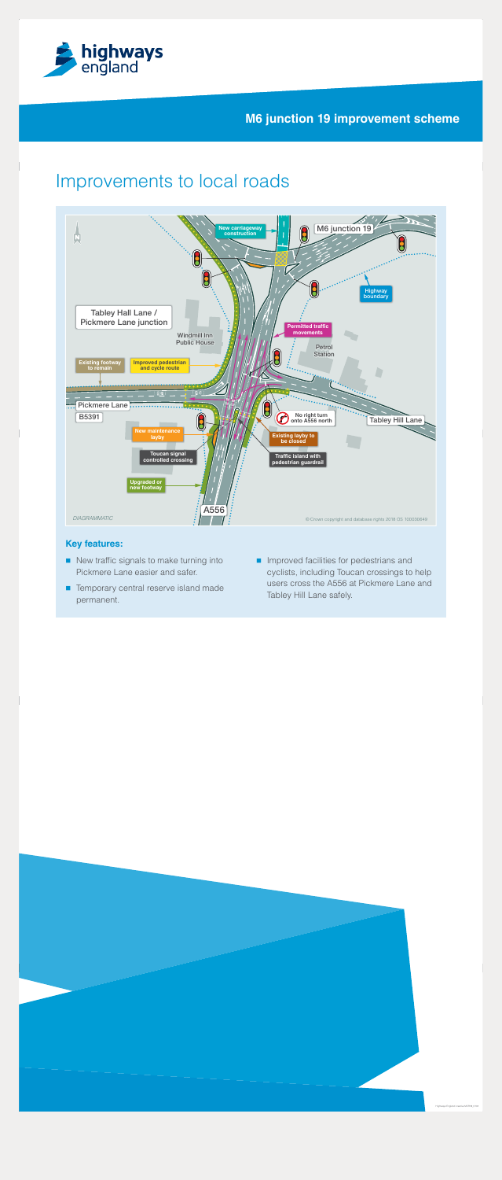## M6 junction 19 improvement scheme

# Improvements to local roads

New carriageway construction

M6 junction 19

Highway boundary

Tabley Hall Lane / Pickmere Lane junction

Windmill Inn Public House

Permitted traffic movements

Petrol Station

Existing footway to remain

Improved pedestrian and cycle route

Pickmere Lane

B5391

No right turn onto A556 north

Tabley Hill Lane

New maintenance layby

Existing layby to be closed

Toucan signal controlled crossing

Traffic island with pedestrian guardrail

Upgraded or new footway

A556

*DIAGRAMMATIC*

© Crown copyright and database rights 2018 OS 100030649

### Key features:

- New traffic signals to make turning into Pickmere Lane easier and safer.
- Temporary central reserve island made permanent.
- Improved facilities for pedestrians and cyclists, including Toucan crossings to help users cross the A556 at Pickmere Lane and Tabley Hill Lane safely.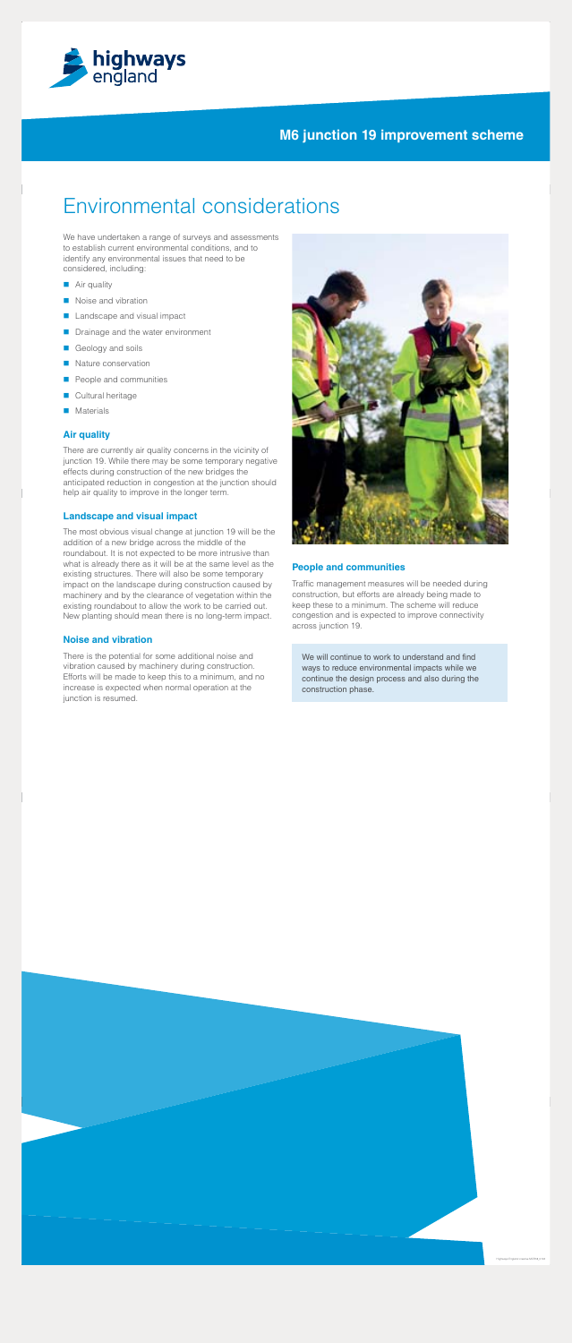**M6 junction 19 improvement scheme**

# Environmental considerations

We have undertaken a range of surveys and assessments to establish current environmental conditions, and to identify any environmental issues that need to be considered, including:

- Air quality
- Noise and vibration
- Landscape and visual impact
- Drainage and the water environment
- Geology and soils
- Nature conservation
- People and communities
- Cultural heritage
- Materials

### Air quality

There are currently air quality concerns in the vicinity of junction 19. While there may be some temporary negative effects during construction of the new bridges the anticipated reduction in congestion at the junction should help air quality to improve in the longer term.

### Landscape and visual impact

The most obvious visual change at junction 19 will be the addition of a new bridge across the middle of the roundabout. It is not expected to be more intrusive than what is already there as it will be at the same level as the existing structures. There will also be some temporary impact on the landscape during construction caused by machinery and by the clearance of vegetation within the existing roundabout to allow the work to be carried out. New planting should mean there is no long-term impact.

### Noise and vibration

There is the potential for some additional noise and vibration caused by machinery during construction. Efforts will be made to keep this to a minimum, and no increase is expected when normal operation at the junction is resumed.

### People and communities

Traffic management measures will be needed during construction, but efforts are already being made to keep these to a minimum. The scheme will reduce congestion and is expected to improve connectivity across junction 19.

We will continue to work to understand and find ways to reduce environmental impacts while we continue the design process and also during the construction phase.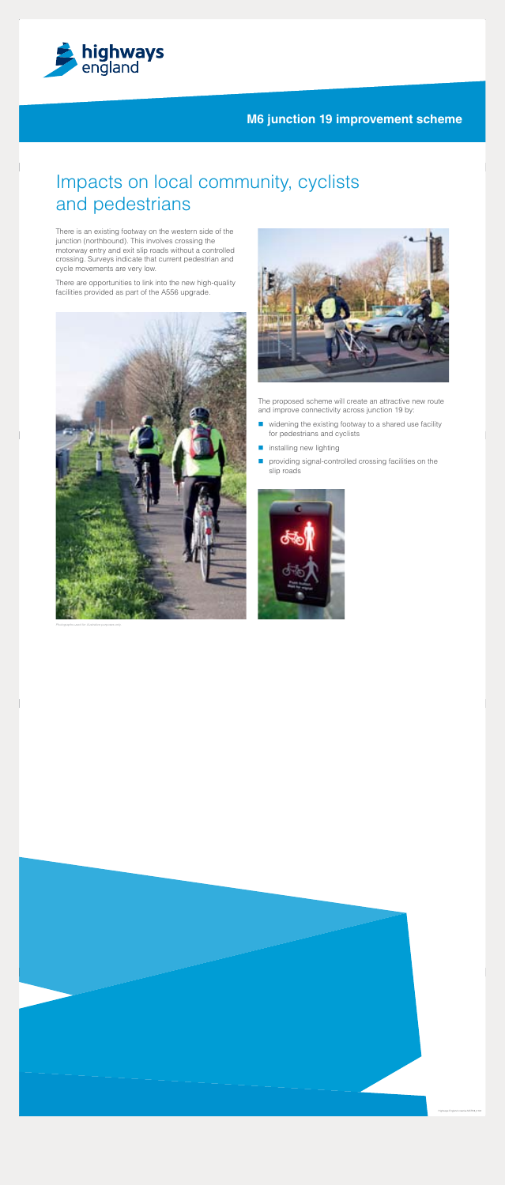**M6 junction 19 improvement scheme**

# Impacts on local community, cyclists and pedestrians

There is an existing footway on the western side of the junction (northbound). This involves crossing the motorway entry and exit slip roads without a controlled crossing. Surveys indicate that current pedestrian and cycle movements are very low.

There are opportunities to link into the new high-quality facilities provided as part of the A556 upgrade.

Photographs used for illustrative purposes only

The proposed scheme will create an attractive new route and improve connectivity across junction 19 by:

- widening the existing footway to a shared use facility for pedestrians and cyclists
- installing new lighting
- providing signal-controlled crossing facilities on the slip roads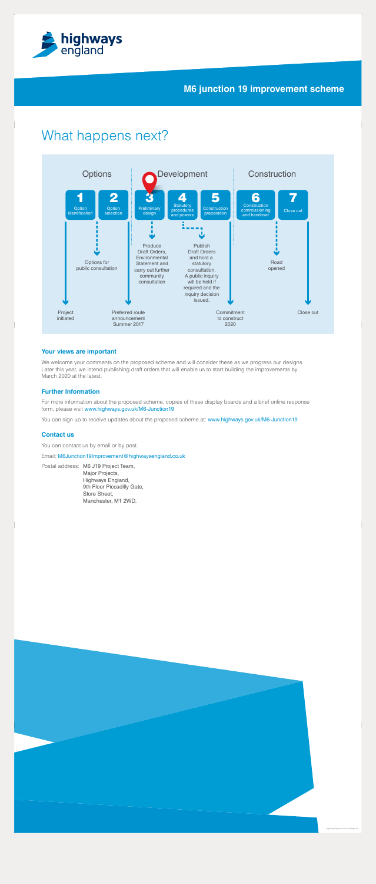# M6 junction 19 improvement scheme

## What happens next?

Options

Development

Construction

1 Option identification

2 Option selection

3 Preliminary design

4 Statutory procedures and powers

5 Construction preparation

6 Construction commissioning and handover

7 Close out

Options for public consultation

Produce Draft Orders, Environmental Statement and carry out further community consultation

Publish Draft Orders and hold a statutory consultation. A public inquiry will be held if required and the inquiry decision issued.

Road opened

Project initiated

Preferred route announcement Summer 2017

Commitment to construct 2020

Close out

### Your views are important

We welcome your comments on the proposed scheme and will consider these as we progress our designs. Later this year, we intend publishing draft orders that will enable us to start building the improvements by March 2020 at the latest.

### Further Information

For more information about the proposed scheme, copies of these display boards and a brief online response form, please visit www.highways.gov.uk/M6-Junction19

You can sign up to receive updates about the proposed scheme at: www.highways.gov.uk/M6-Junction19

### Contact us

You can contact us by email or by post.

Email: M6Junction19Improvement@highwaysengland.co.uk

Postal address: M6 J19 Project Team,
Major Projects,
Highways England,
9th Floor Piccadilly Gate,
Store Street,
Manchester, M1 2WD.